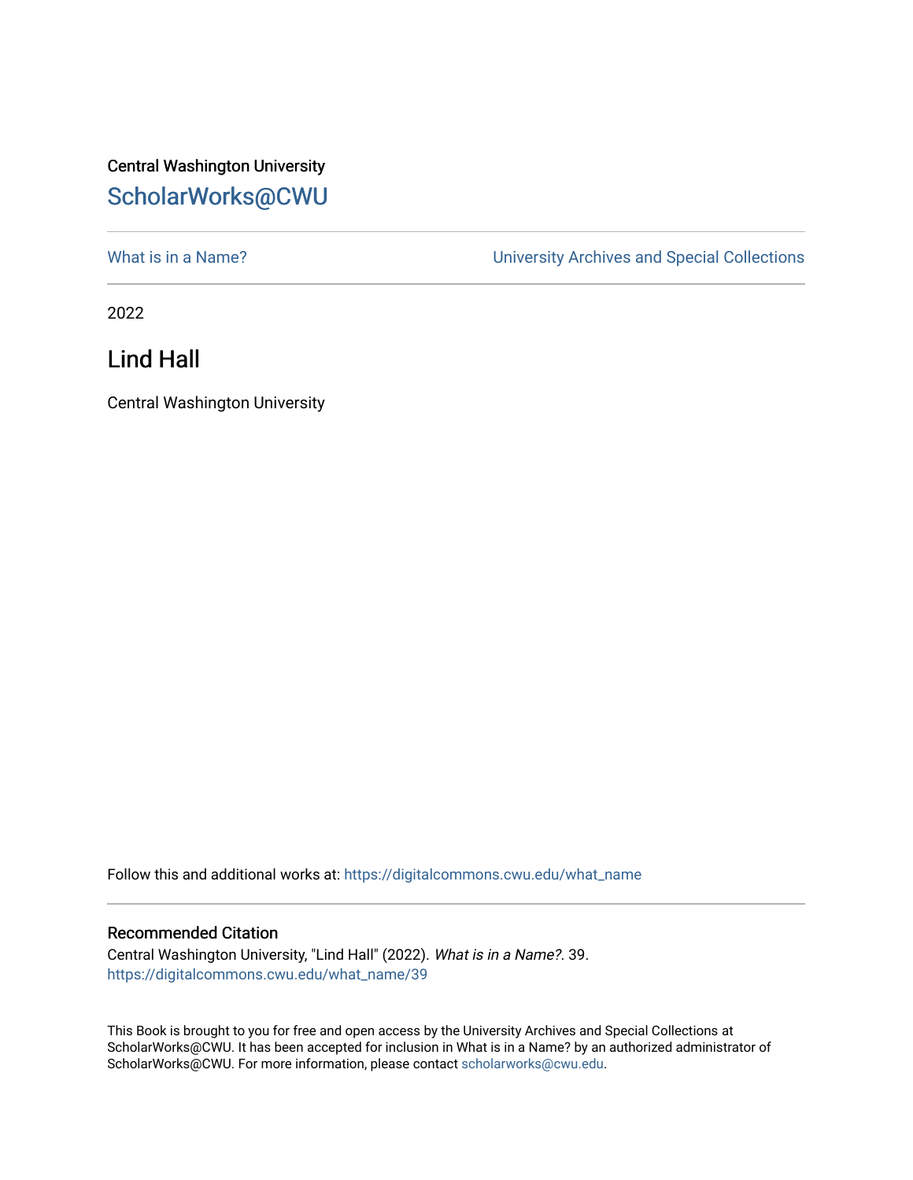Central Washington University

ScholarWorks@CWU

What is in a Name?

University Archives and Special Collections

2022

# Lind Hall

Central Washington University

Follow this and additional works at: https://digitalcommons.cwu.edu/what_name

## Recommended Citation

Central Washington University, "Lind Hall" (2022). *What is in a Name?*. 39.
https://digitalcommons.cwu.edu/what_name/39

This Book is brought to you for free and open access by the University Archives and Special Collections at ScholarWorks@CWU. It has been accepted for inclusion in What is in a Name? by an authorized administrator of ScholarWorks@CWU. For more information, please contact scholarworks@cwu.edu.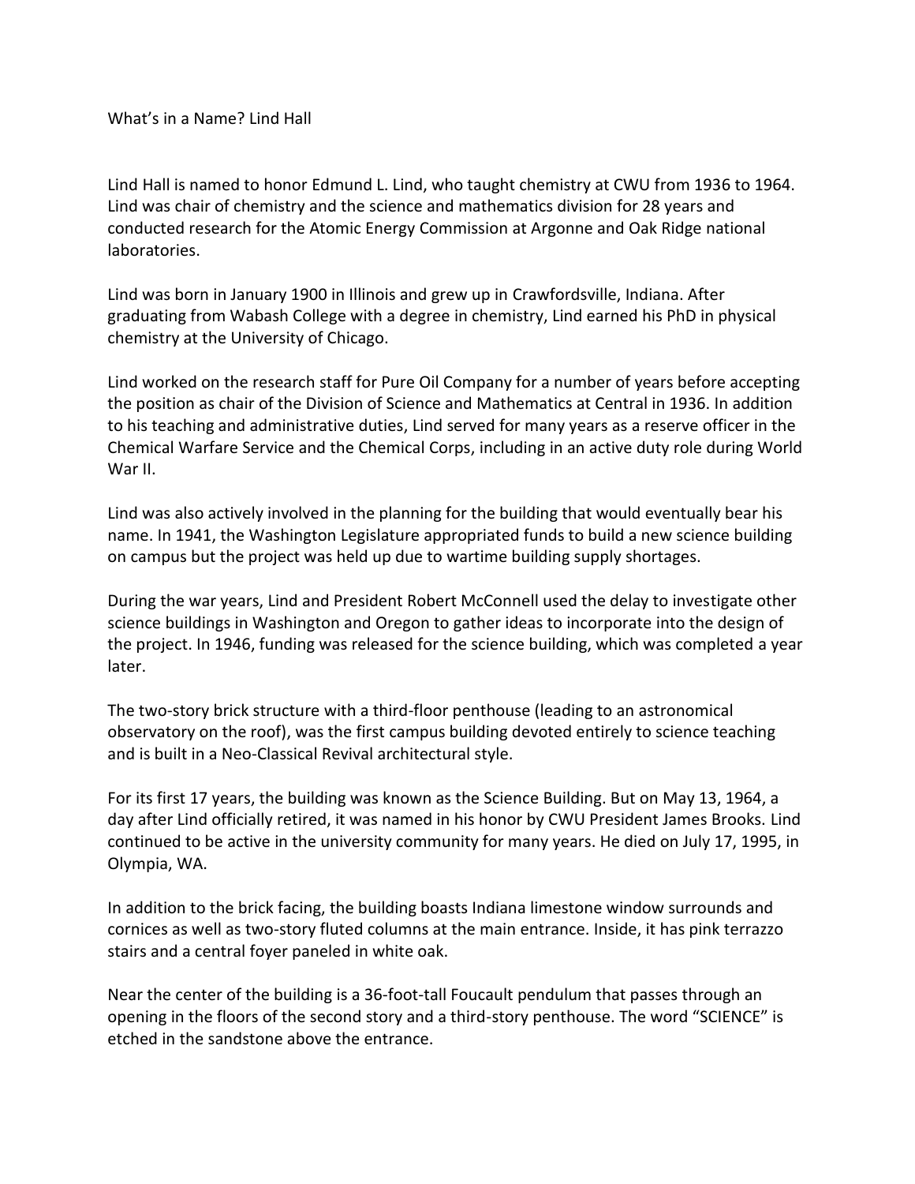# What's in a Name? Lind Hall

Lind Hall is named to honor Edmund L. Lind, who taught chemistry at CWU from 1936 to 1964. Lind was chair of chemistry and the science and mathematics division for 28 years and conducted research for the Atomic Energy Commission at Argonne and Oak Ridge national laboratories.

Lind was born in January 1900 in Illinois and grew up in Crawfordsville, Indiana. After graduating from Wabash College with a degree in chemistry, Lind earned his PhD in physical chemistry at the University of Chicago.

Lind worked on the research staff for Pure Oil Company for a number of years before accepting the position as chair of the Division of Science and Mathematics at Central in 1936. In addition to his teaching and administrative duties, Lind served for many years as a reserve officer in the Chemical Warfare Service and the Chemical Corps, including in an active duty role during World War II.

Lind was also actively involved in the planning for the building that would eventually bear his name. In 1941, the Washington Legislature appropriated funds to build a new science building on campus but the project was held up due to wartime building supply shortages.

During the war years, Lind and President Robert McConnell used the delay to investigate other science buildings in Washington and Oregon to gather ideas to incorporate into the design of the project. In 1946, funding was released for the science building, which was completed a year later.

The two-story brick structure with a third-floor penthouse (leading to an astronomical observatory on the roof), was the first campus building devoted entirely to science teaching and is built in a Neo-Classical Revival architectural style.

For its first 17 years, the building was known as the Science Building. But on May 13, 1964, a day after Lind officially retired, it was named in his honor by CWU President James Brooks. Lind continued to be active in the university community for many years. He died on July 17, 1995, in Olympia, WA.

In addition to the brick facing, the building boasts Indiana limestone window surrounds and cornices as well as two-story fluted columns at the main entrance. Inside, it has pink terrazzo stairs and a central foyer paneled in white oak.

Near the center of the building is a 36-foot-tall Foucault pendulum that passes through an opening in the floors of the second story and a third-story penthouse. The word "SCIENCE" is etched in the sandstone above the entrance.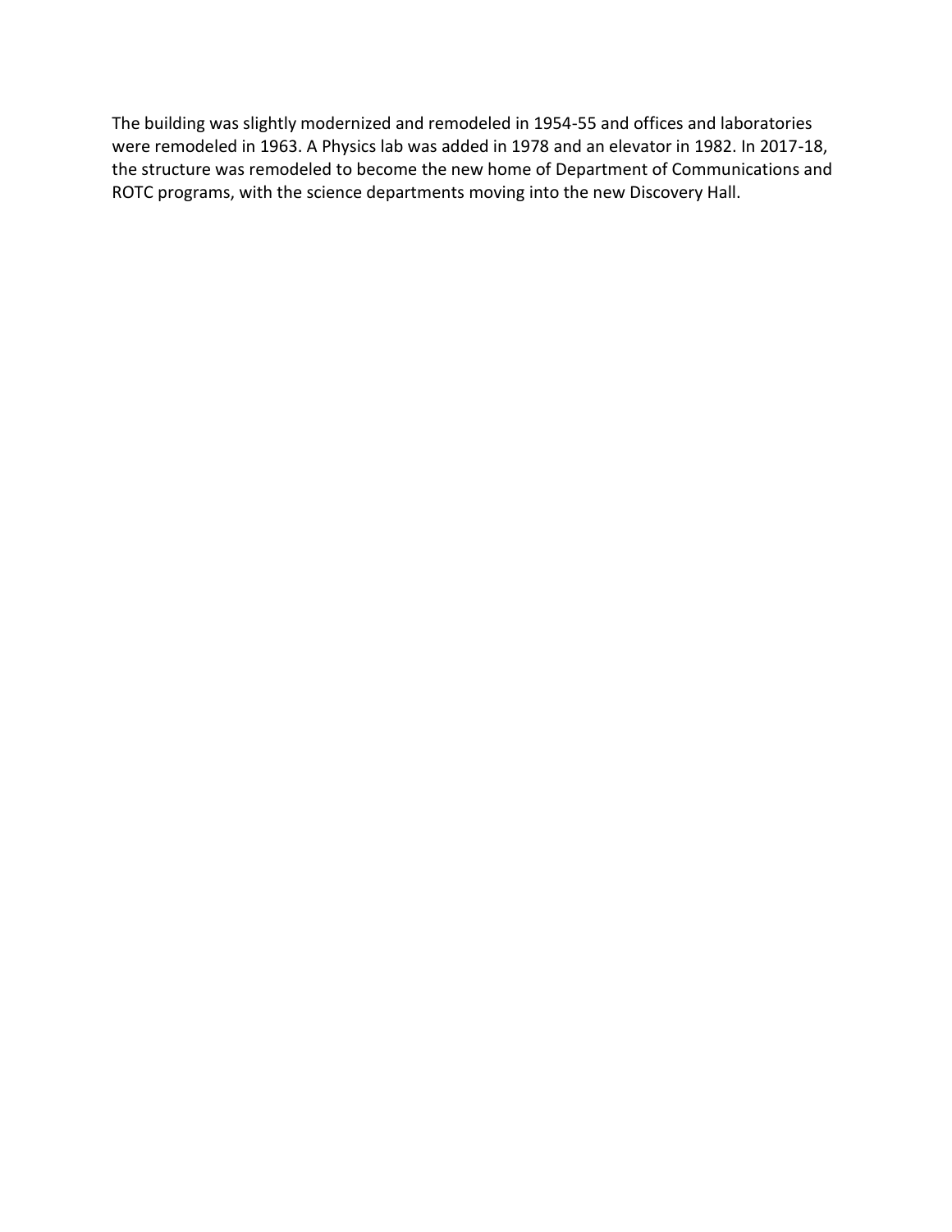The building was slightly modernized and remodeled in 1954-55 and offices and laboratories were remodeled in 1963. A Physics lab was added in 1978 and an elevator in 1982. In 2017-18, the structure was remodeled to become the new home of Department of Communications and ROTC programs, with the science departments moving into the new Discovery Hall.